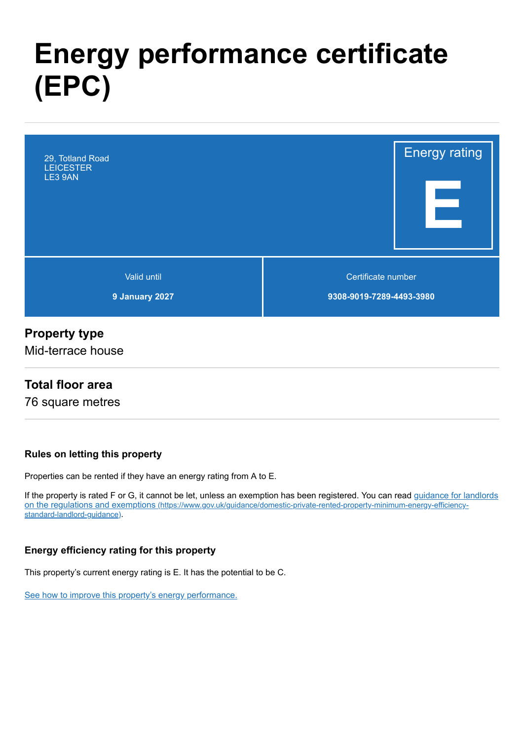# Energy performance certificate (EPC)

29, Totland Road
LEICESTER
LE3 9AN

Energy rating

**E**

| Valid until | Certificate number |
| --- | --- |
| **9 January 2027** | **9308-9019-7289-4493-3980** |

## Property type

Mid-terrace house

## Total floor area

76 square metres

### Rules on letting this property

Properties can be rented if they have an energy rating from A to E.

If the property is rated F or G, it cannot be let, unless an exemption has been registered. You can read [guidance for landlords on the regulations and exemptions (https://www.gov.uk/guidance/domestic-private-rented-property-minimum-energy-efficiency-standard-landlord-guidance)](https://www.gov.uk/guidance/domestic-private-rented-property-minimum-energy-efficiency-standard-landlord-guidance).

### Energy efficiency rating for this property

This property's current energy rating is E. It has the potential to be C.

See how to improve this property's energy performance.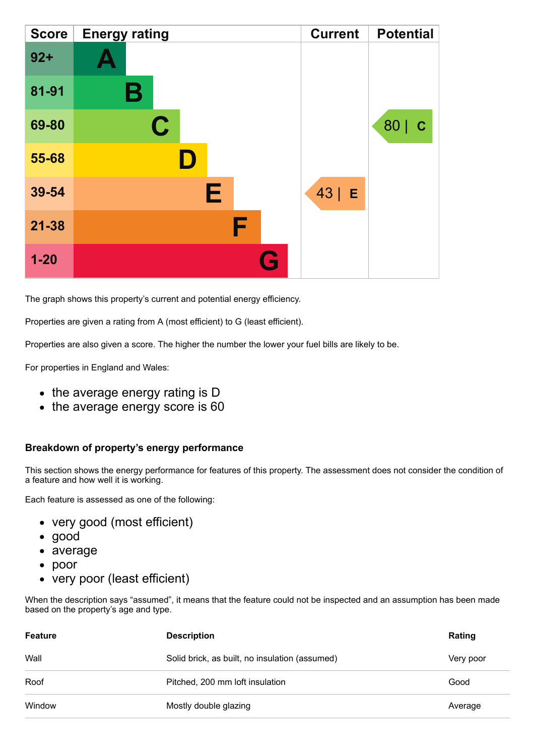| Score | Energy rating | Current | Potential |
| --- | --- | --- | --- |
| 92+ | A | | |
| 81-91 | B | | |
| 69-80 | C | | 80 \| C |
| 55-68 | D | | |
| 39-54 | E | 43 \| E | |
| 21-38 | F | | |
| 1-20 | G | | |

The graph shows this property's current and potential energy efficiency.

Properties are given a rating from A (most efficient) to G (least efficient).

Properties are also given a score. The higher the number the lower your fuel bills are likely to be.

For properties in England and Wales:

- the average energy rating is D
- the average energy score is 60

### Breakdown of property's energy performance

This section shows the energy performance for features of this property. The assessment does not consider the condition of a feature and how well it is working.

Each feature is assessed as one of the following:

- very good (most efficient)
- good
- average
- poor
- very poor (least efficient)

When the description says "assumed", it means that the feature could not be inspected and an assumption has been made based on the property's age and type.

| Feature | Description | Rating |
| --- | --- | --- |
| Wall | Solid brick, as built, no insulation (assumed) | Very poor |
| Roof | Pitched, 200 mm loft insulation | Good |
| Window | Mostly double glazing | Average |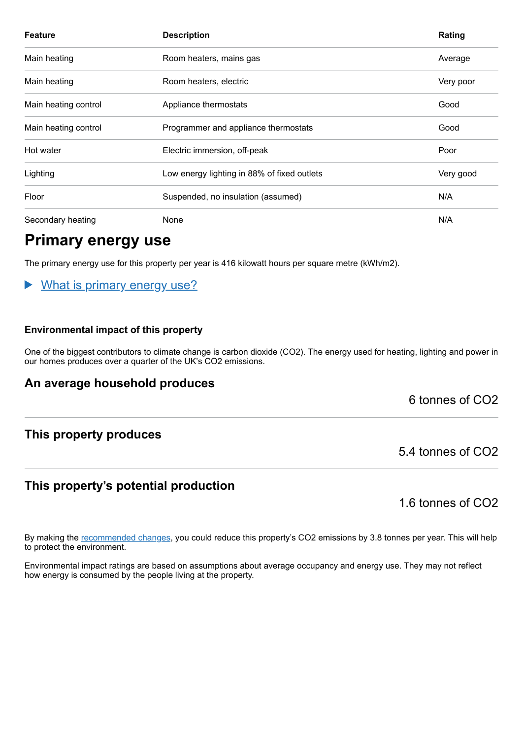| Feature | Description | Rating |
| --- | --- | --- |
| Main heating | Room heaters, mains gas | Average |
| Main heating | Room heaters, electric | Very poor |
| Main heating control | Appliance thermostats | Good |
| Main heating control | Programmer and appliance thermostats | Good |
| Hot water | Electric immersion, off-peak | Poor |
| Lighting | Low energy lighting in 88% of fixed outlets | Very good |
| Floor | Suspended, no insulation (assumed) | N/A |
| Secondary heating | None | N/A |

## Primary energy use

The primary energy use for this property per year is 416 kilowatt hours per square metre (kWh/m2).

▶ What is primary energy use?

#### Environmental impact of this property

One of the biggest contributors to climate change is carbon dioxide ($CO_2$). The energy used for heating, lighting and power in our homes produces over a quarter of the UK's $CO_2$ emissions.

### An average household produces

6 tonnes of $CO_2$

### This property produces

5.4 tonnes of $CO_2$

### This property's potential production

1.6 tonnes of $CO_2$

By making the recommended changes, you could reduce this property's $CO_2$ emissions by 3.8 tonnes per year. This will help to protect the environment.

Environmental impact ratings are based on assumptions about average occupancy and energy use. They may not reflect how energy is consumed by the people living at the property.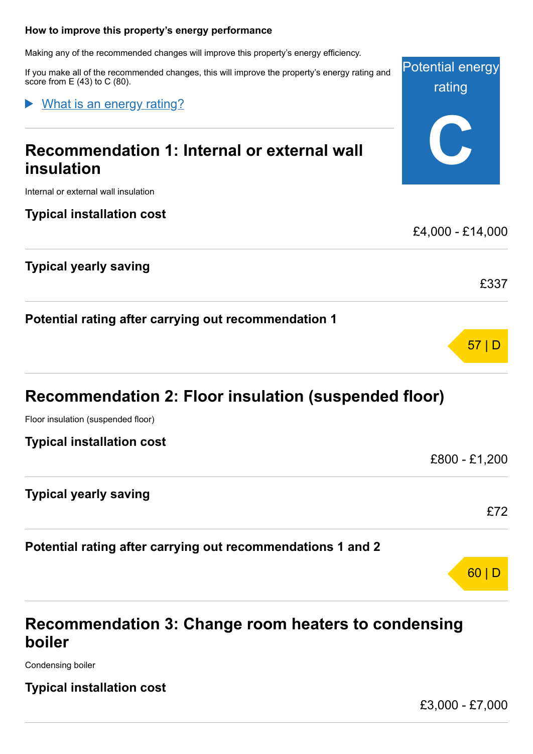### How to improve this property's energy performance

Making any of the recommended changes will improve this property's energy efficiency.

If you make all of the recommended changes, this will improve the property's energy rating and score from E (43) to C (80).

Potential energy rating

**C**

▶ What is an energy rating?

## Recommendation 1: Internal or external wall insulation

Internal or external wall insulation

**Typical installation cost**

£4,000 - £14,000

**Typical yearly saving**

£337

**Potential rating after carrying out recommendation 1**

57 | D

## Recommendation 2: Floor insulation (suspended floor)

Floor insulation (suspended floor)

**Typical installation cost**

£800 - £1,200

**Typical yearly saving**

£72

**Potential rating after carrying out recommendations 1 and 2**

60 | D

## Recommendation 3: Change room heaters to condensing boiler

Condensing boiler

**Typical installation cost**

£3,000 - £7,000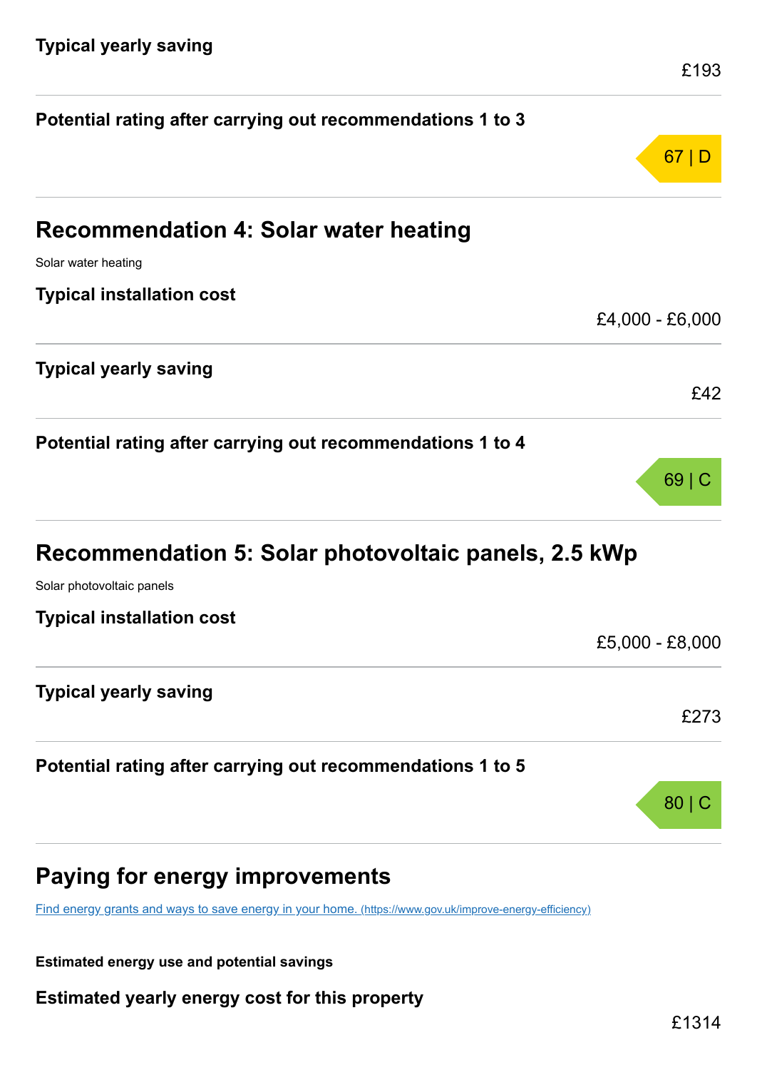**Typical yearly saving**

£193

**Potential rating after carrying out recommendations 1 to 3**

67 | D

## Recommendation 4: Solar water heating

Solar water heating

**Typical installation cost**

£4,000 - £6,000

**Typical yearly saving**

£42

**Potential rating after carrying out recommendations 1 to 4**

69 | C

## Recommendation 5: Solar photovoltaic panels, 2.5 kWp

Solar photovoltaic panels

**Typical installation cost**

£5,000 - £8,000

**Typical yearly saving**

£273

**Potential rating after carrying out recommendations 1 to 5**

80 | C

## Paying for energy improvements

[Find energy grants and ways to save energy in your home. (https://www.gov.uk/improve-energy-efficiency)](https://www.gov.uk/improve-energy-efficiency)

**Estimated energy use and potential savings**

**Estimated yearly energy cost for this property**

£1314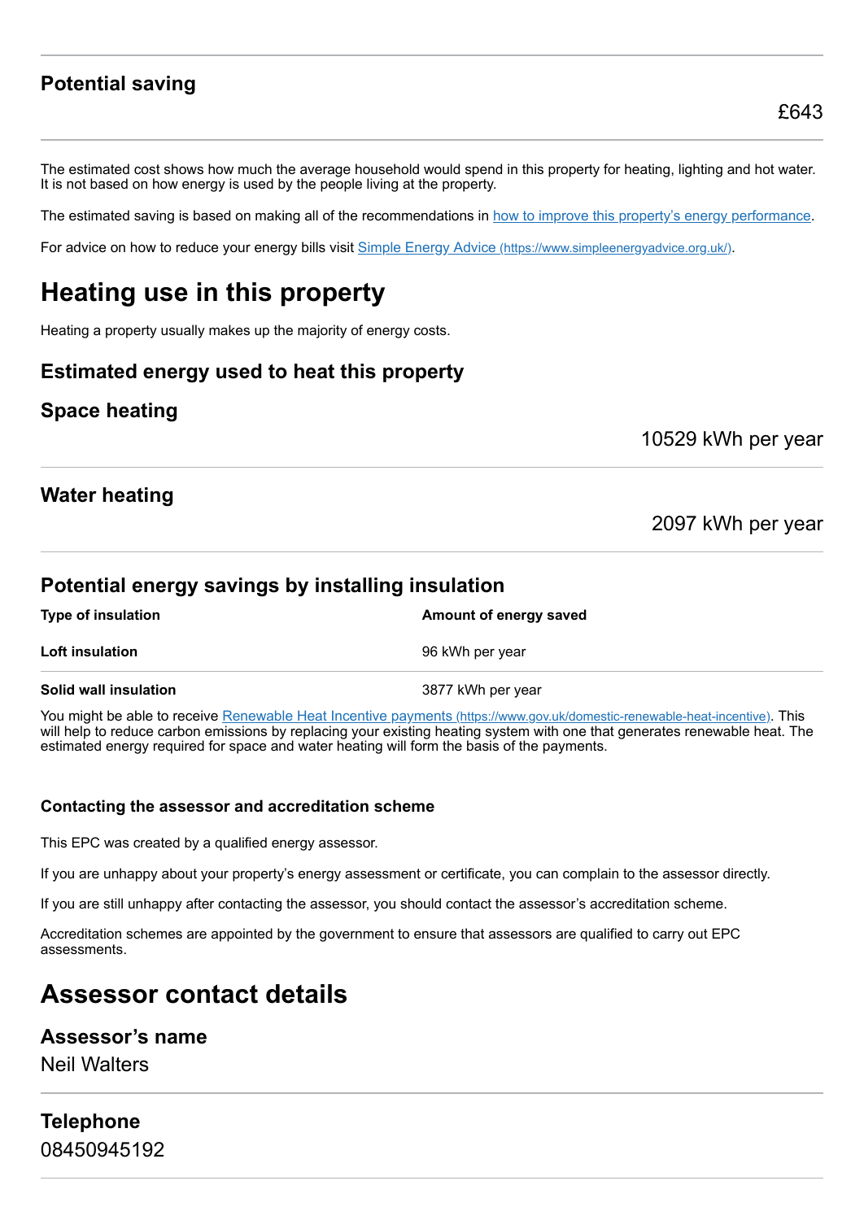### Potential saving

£643

The estimated cost shows how much the average household would spend in this property for heating, lighting and hot water. It is not based on how energy is used by the people living at the property.

The estimated saving is based on making all of the recommendations in [how to improve this property's energy performance](#).

For advice on how to reduce your energy bills visit [Simple Energy Advice (https://www.simpleenergyadvice.org.uk/)](https://www.simpleenergyadvice.org.uk/).

## Heating use in this property

Heating a property usually makes up the majority of energy costs.

### Estimated energy used to heat this property

### Space heating

10529 kWh per year

### Water heating

2097 kWh per year

### Potential energy savings by installing insulation

| Type of insulation | Amount of energy saved |
| --- | --- |
| **Loft insulation** | 96 kWh per year |
| **Solid wall insulation** | 3877 kWh per year |

You might be able to receive [Renewable Heat Incentive payments (https://www.gov.uk/domestic-renewable-heat-incentive)](https://www.gov.uk/domestic-renewable-heat-incentive). This will help to reduce carbon emissions by replacing your existing heating system with one that generates renewable heat. The estimated energy required for space and water heating will form the basis of the payments.

#### Contacting the assessor and accreditation scheme

This EPC was created by a qualified energy assessor.

If you are unhappy about your property's energy assessment or certificate, you can complain to the assessor directly.

If you are still unhappy after contacting the assessor, you should contact the assessor's accreditation scheme.

Accreditation schemes are appointed by the government to ensure that assessors are qualified to carry out EPC assessments.

## Assessor contact details

### Assessor's name

Neil Walters

### Telephone

08450945192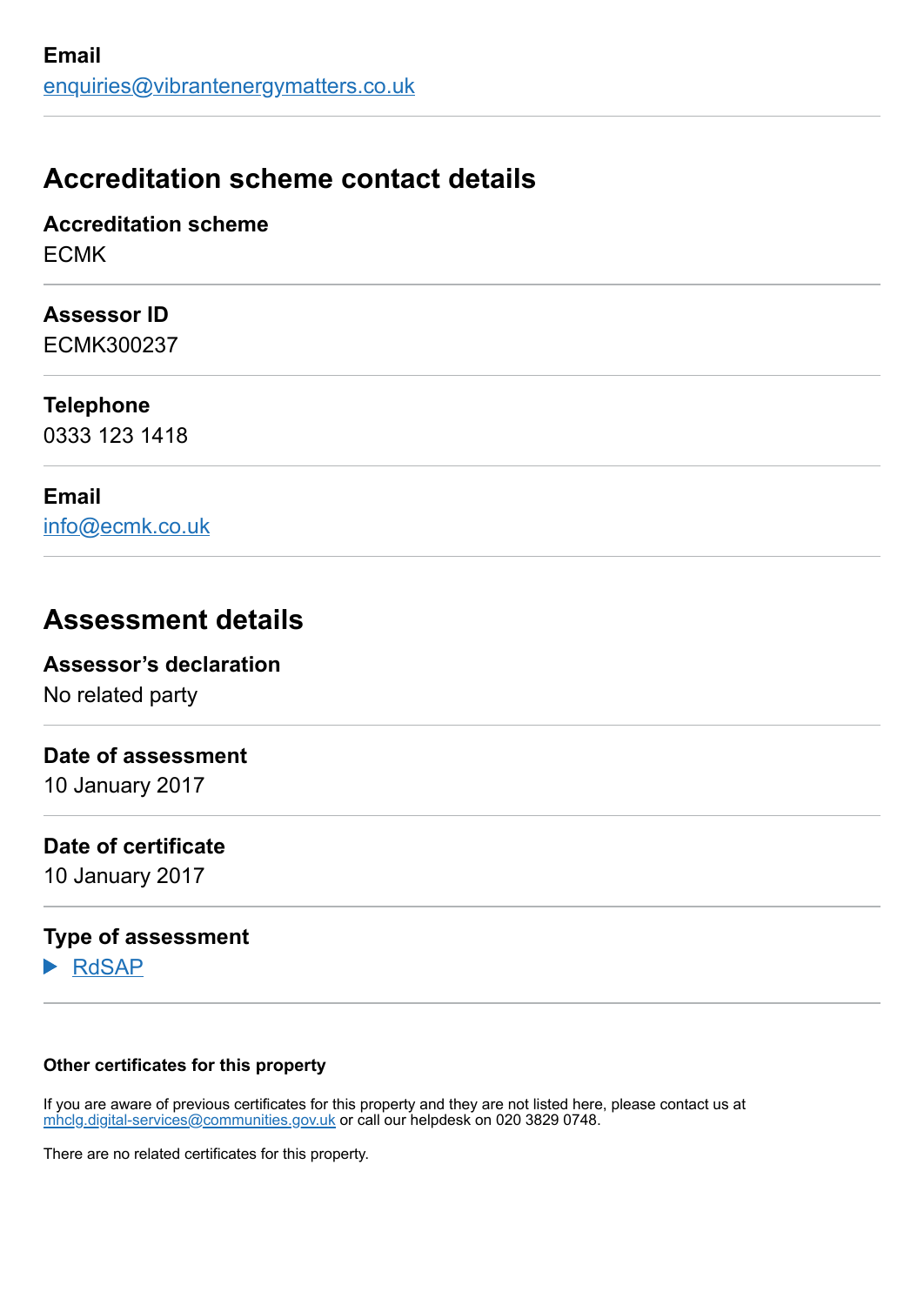**Email**
enquiries@vibrantenergymatters.co.uk

## Accreditation scheme contact details

**Accreditation scheme**
ECMK

**Assessor ID**
ECMK300237

**Telephone**
0333 123 1418

**Email**
info@ecmk.co.uk

## Assessment details

**Assessor's declaration**
No related party

**Date of assessment**
10 January 2017

**Date of certificate**
10 January 2017

**Type of assessment**
▶ RdSAP

**Other certificates for this property**

If you are aware of previous certificates for this property and they are not listed here, please contact us at mhclg.digital-services@communities.gov.uk or call our helpdesk on 020 3829 0748.

There are no related certificates for this property.